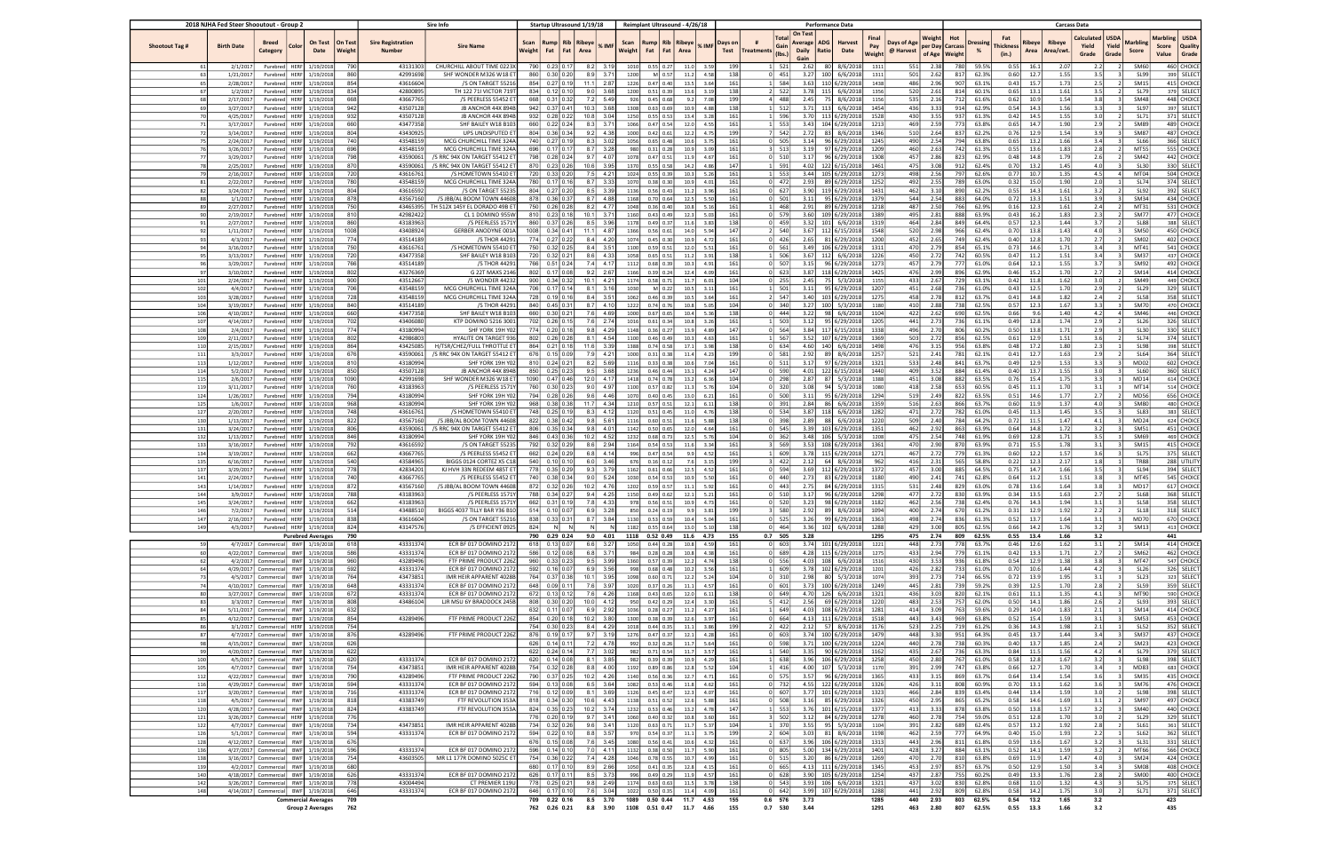# 2018 NJHA Fed Steer Shootout - Group 2

| | | | | | | Sire Info | | Startup Ultrasound 1/19/18 | | | | | Reimplant Ultrasound - 4/26/18 | | | | | Performance Data | | | | | | | | | | | Carcass Data | | | | | | | |
|---|---|---|---|---|---|---|---|---|---|---|---|---|---|---|---|---|---|---|---|---|---|---|---|---|---|---|---|---|---|---|---|---|---|---|---|---|---|
| Shootout Tag # | Birth Date | Breed Category | Color | On Test Date | On Test Weight | Sire Registration Number | Sire Name | Scan Weight | Rump Fat | Rib Fat | Ribeye Area | % IMF | Scan Weight | Rump Fat | Rib Fat | Ribeye Area | % IMF | Days on Test | # Treatments | Total Gain (lbs.) | On Test Average Daily Gain | ADG Ratio | Harvest Date | Final Pay Weight | Days of Age @ Harvest | Weight per Day of Age | Hot Carcass Weight | Dressing % | Fat Thickness (in.) | Ribeye Area | Ribeye Area/cwt. | Calculated Yield Grade | USDA Yield Grade | Marbling Score | Marbling Score Value | USDA Quality Grade |
| 61 | 2/1/2017 | Purebred | HERF | 1/19/2018 | 790 | 43513303 | CHURCHILL ABOUT TIME 0223X | 790 | 0.23 | 0.17 | 8.2 | 3.19 | 1010 | 0.55 | 0.27 | 11.0 | 3.59 | 199 | 1 | 521 | 2.62 | 80 | 8/6/2018 | 1311 | 551 | 2.38 | 780 | 59.5% | 0.55 | 16.1 | 2.07 | 2.2 | 2 | SM60 | 460 | CHOICE |
| 63 | 2/1/2017 | Purebred | HERF | 1/19/2018 | 860 | 42991698 | SHF WONDER M326 W18 ET | 860 | 0.30 | 0.20 | 8.9 | 3.71 | 1200 | M | 0.57 | 11.2 | 4.58 | 138 | 0 | 451 | 3.27 | 100 | 6/6/2018 | 1111 | 501 | 2.22 | 817 | 62.3% | 0.60 | 12.7 | 1.55 | 3.5 | 3 | SL99 | 399 | SELECT |
| 65 | 2/28/2017 | Purebred | HERF | 1/19/2018 | 854 | 43616604 | /S ON TARGET 55216 | 854 | 0.27 | 0.19 | 11.1 | 2.87 | 1226 | 0.47 | 0.40 | 13.5 | 3.64 | 161 | 1 | 584 | 3.63 | 110 | 6/29/2018 | 1438 | 486 | 2.96 | 907 | 63.1% | 0.43 | 15.7 | 1.73 | 2.5 | 2 | SM15 | 415 | CHOICE |
| 67 | 1/2/2017 | Purebred | HERF | 1/19/2018 | 834 | 42800895 | TH 122 71I VICTOR 719T | 834 | 0.12 | 0.10 | 9.0 | 3.88 | 1200 | 0.51 | 0.39 | 13.6 | 3.19 | 138 | 2 | 522 | 3.78 | 115 | 6/6/2018 | 1356 | 520 | 2.61 | 814 | 60.1% | 0.65 | 13.1 | 1.61 | 3.5 | 3 | SL79 | 379 | SELECT |
| 68 | 2/17/2017 | Purebred | HERF | 1/19/2018 | 668 | 43667765 | /S PEERLESS 55452 ET | 668 | 0.31 | 0.32 | 7.2 | 5.49 | 926 | 0.45 | 0.68 | 9.2 | 7.08 | 199 | 4 | 488 | 2.45 | 75 | 8/6/2018 | 1156 | 535 | 2.16 | 712 | 61.6% | 0.62 | 10.9 | 1.54 | 3.8 | 3 | SM48 | 448 | CHOICE |
| 69 | 3/27/2017 | Purebred | HERF | 1/19/2018 | 942 | 43477128 | JB ANCHOR 44X 894B | 942 | 0.37 | 0.41 | 10.3 | 3.88 | 1308 | 0.63 | 0.69 | 10.9 | 4.88 | 138 | 1 | 512 | 3.71 | 113 | 6/6/2018 | 1454 | 436 | 3.33 | 914 | 62.9% | 0.54 | 14.3 | 1.56 | 3.3 | 3 | SL97 | 397 | SELECT |
| 70 | 4/25/2017 | Purebred | HERF | 1/19/2018 | 932 | 43507128 | JB ANCHOR 44X 894B | 932 | 0.28 | 0.22 | 10.8 | 3.04 | 1250 | 0.55 | 0.53 | 13.4 | 3.28 | 161 | 1 | 596 | 3.70 | 113 | 6/29/2018 | 1528 | 430 | 3.55 | 937 | 61.3% | 0.42 | 14.5 | 1.55 | 3.0 | 3 | SL71 | 371 | SELECT |
| 71 | 3/17/2017 | Purebred | HERF | 1/19/2018 | 660 | 43477358 | SHF BAILEY W18 B103 | 660 | 0.22 | 0.24 | 8.3 | 3.71 | 1066 | 0.47 | 0.54 | 12.0 | 4.55 | 161 | 1 | 553 | 3.43 | 104 | 6/29/2018 | 1213 | 469 | 2.59 | 773 | 63.8% | 0.65 | 14.7 | 1.90 | 2.9 | 2 | SM89 | 489 | CHOICE |
| 72 | 3/14/2017 | Purebred | HERF | 1/19/2018 | 804 | 43430925 | UPS UNDISPUTED ET | 804 | 0.36 | 0.34 | 9.2 | 4.38 | 1066 | 0.61 | 0.61 | 12.2 | 4.75 | 199 | 7 | 542 | 2.72 | 83 | 8/6/2018 | 1346 | 510 | 2.64 | 837 | 62.2% | 0.76 | 12.9 | 1.54 | 3.9 | 3 | SM87 | 487 | CHOICE |
| 75 | 2/24/2017 | Purebred | HERF | 1/19/2018 | 740 | 43548159 | MCG CHURCHILL TIME 324A | 740 | 0.27 | 0.19 | 8.3 | 3.02 | 1056 | 0.65 | 0.48 | 10.6 | 3.75 | 161 | 0 | 505 | 3.14 | 96 | 6/29/2018 | 1245 | 490 | 2.54 | 794 | 63.8% | 0.65 | 13.2 | 1.66 | 3.4 | 3 | SL66 | 366 | SELECT |
| 76 | 3/26/2017 | Purebred | HERF | 1/19/2018 | 696 | 43548159 | MCG CHURCHILL TIME 324A | 696 | 0.17 | 0.17 | 8.7 | 3.28 | 980 | 0.31 | 0.28 | 10.9 | 3.09 | 161 | 3 | 513 | 3.19 | 97 | 6/29/2018 | 1209 | 460 | 2.63 | 742 | 61.3% | 0.55 | 13.6 | 1.83 | 2.8 | 2 | MT55 | 555 | CHOICE |
| 77 | 3/29/2017 | Purebred | HERF | 1/19/2018 | 798 | 43590061 | /S RRC 94X ON TARGET 55412 ET | 798 | 0.28 | 0.24 | 9.7 | 4.07 | 1078 | 0.47 | 0.51 | 11.9 | 4.67 | 161 | 0 | 510 | 3.17 | 96 | 6/29/2018 | 1308 | 457 | 2.86 | 823 | 62.9% | 0.48 | 14.8 | 1.79 | 2.6 | 2 | SM42 | 442 | CHOICE |
| 78 | 2/25/2017 | Purebred | HERF | 1/19/2018 | 870 | 43590061 | /S RRC 94X ON TARGET 55412 ET | 870 | 0.23 | 0.26 | 10.6 | 3.95 | 1370 | 0.55 | 0.58 | 14.2 | 4.86 | 147 | 1 | 591 | 4.02 | 122 | 6/15/2018 | 1461 | 475 | 3.08 | 912 | 62.4% | 0.70 | 13.2 | 1.45 | 4.0 | 3 | SL30 | 330 | SELECT |
| 79 | 2/16/2017 | Purebred | HERF | 1/19/2018 | 720 | 43616761 | /S HOMETOWN 55410 ET | 720 | 0.33 | 0.20 | 7.3 | 4.21 | 1024 | 0.55 | 0.39 | 10.3 | 5.26 | 161 | 1 | 553 | 3.44 | 105 | 6/29/2018 | 1273 | 498 | 2.56 | 797 | 62.6% | 0.77 | 10.7 | 1.35 | 4.5 | 4 | MT04 | 504 | CHOICE |
| 81 | 2/22/2017 | Purebred | HERF | 1/19/2018 | 780 | 43548159 | MCG CHURCHILL TIME 324A | 780 | 0.17 | 0.16 | 8.7 | 3.33 | 1070 | 0.38 | 0.30 | 10.9 | 4.01 | 161 | 0 | 472 | 2.93 | 89 | 6/29/2018 | 1252 | 492 | 2.55 | 789 | 63.0% | 0.32 | 15.0 | 1.90 | 2.0 | 2 | SL74 | 374 | SELECT |
| 82 | 3/24/2017 | Purebred | HERF | 1/19/2018 | 804 | 43616592 | /S ON TARGET 55235 | 804 | 0.27 | 0.20 | 8.5 | 3.39 | 1136 | 0.56 | 0.43 | 11.2 | 3.96 | 161 | 0 | 627 | 3.90 | 119 | 6/29/2018 | 1431 | 462 | 3.10 | 890 | 62.2% | 0.55 | 14.3 | 1.61 | 3.2 | 3 | SL92 | 392 | SELECT |
| 88 | 1/1/2017 | Purebred | HERF | 1/19/2018 | 878 | 43567160 | /S JBB/AL BOOM TOWN 4460B | 878 | 0.36 | 0.37 | 8.7 | 4.88 | 1166 | 0.70 | 0.64 | 12.5 | 5.50 | 161 | 0 | 501 | 3.11 | 95 | 6/29/2018 | 1379 | 544 | 2.54 | 883 | 64.0% | 0.72 | 13.3 | 1.51 | 3.9 | 3 | SM34 | 434 | CHOICE |
| 89 | 2/27/2017 | Purebred | HERF | 1/19/2018 | 750 | 43465395 | TH 512X 145Y EL DORADO 49B ET | 750 | 0.26 | 0.28 | 8.2 | 4.77 | 1048 | 0.36 | 0.40 | 10.8 | 5.16 | 161 | 1 | 468 | 2.91 | 89 | 6/29/2018 | 1218 | 487 | 2.50 | 766 | 62.9% | 0.16 | 12.3 | 1.61 | 2.4 | 2 | MT31 | 531 | CHOICE |
| 90 | 2/19/2017 | Purebred | HERF | 1/19/2018 | 810 | 42982422 | CL 1 DOMINO 955W | 810 | 0.23 | 0.18 | 10.1 | 3.71 | 1160 | 0.43 | 0.49 | 12.3 | 5.03 | 161 | 0 | 579 | 3.60 | 109 | 6/29/2018 | 1389 | 495 | 2.81 | 888 | 63.9% | 0.43 | 16.2 | 1.83 | 2.3 | 2 | SM77 | 477 | CHOICE |
| 91 | 2/27/2017 | Purebred | HERF | 1/19/2018 | 860 | 43183963 | /S PEERLESS 1571Y | 860 | 0.37 | 0.28 | 8.5 | 3.96 | 1178 | 0.49 | 0.37 | 11.6 | 3.83 | 138 | 0 | 459 | 3.32 | 101 | 6/6/2018 | 1319 | 464 | 2.84 | 849 | 64.4% | 0.57 | 12.3 | 1.44 | 3.7 | 3 | SL88 | 388 | SELECT |
| 92 | 1/11/2017 | Purebred | HERF | 1/19/2018 | 1008 | 43408924 | GERBER ANODYNE 001A | 1008 | 0.34 | 0.41 | 11.1 | 4.87 | 1366 | 0.56 | 0.61 | 14.0 | 5.94 | 147 | 2 | 540 | 3.67 | 112 | 6/15/2018 | 1548 | 520 | 2.98 | 966 | 62.4% | 0.70 | 13.8 | 1.43 | 4.0 | 3 | SM50 | 450 | CHOICE |
| 93 | 4/3/2017 | Purebred | HERF | 1/19/2018 | 774 | 43514189 | /S THOR 44291 | 774 | 0.27 | 0.22 | 8.4 | 4.20 | 1074 | 0.45 | 0.30 | 10.9 | 4.72 | 161 | 0 | 426 | 2.65 | 81 | 6/29/2018 | 1200 | 452 | 2.65 | 749 | 62.4% | 0.40 | 12.8 | 1.70 | 2.7 | 2 | SM02 | 402 | CHOICE |
| 94 | 3/16/2017 | Purebred | HERF | 1/19/2018 | 750 | 43616761 | /S HOMETOWN 55410 ET | 750 | 0.32 | 0.25 | 8.4 | 3.51 | 1100 | 0.59 | 0.51 | 12.0 | 5.51 | 161 | 0 | 561 | 3.49 | 106 | 6/29/2018 | 1311 | 470 | 2.79 | 854 | 65.1% | 0.73 | 14.6 | 1.71 | 3.4 | 3 | MT41 | 541 | CHOICE |
| 95 | 3/13/2017 | Purebred | HERF | 1/19/2018 | 720 | 43477358 | SHF BAILEY W18 B103 | 720 | 0.32 | 0.21 | 8.6 | 4.33 | 1058 | 0.65 | 0.51 | 11.2 | 3.91 | 138 | 1 | 506 | 3.67 | 112 | 6/6/2018 | 1226 | 450 | 2.72 | 742 | 60.5% | 0.47 | 11.2 | 1.51 | 3.4 | 3 | SM37 | 437 | CHOICE |
| 96 | 3/29/2017 | Purebred | HERF | 1/19/2018 | 766 | 43514189 | /S THOR 44291 | 766 | 0.51 | 0.24 | 7.4 | 4.17 | 1112 | 0.68 | 0.39 | 10.3 | 4.01 | 161 | 0 | 507 | 3.15 | 96 | 6/29/2018 | 1273 | 457 | 2.79 | 777 | 61.0% | 0.64 | 12.1 | 1.55 | 3.7 | 3 | SM92 | 492 | CHOICE |
| 97 | 3/10/2017 | Purebred | HERF | 1/19/2018 | 802 | 43276369 | G 22T MAXS 2146 | 802 | 0.17 | 0.08 | 9.2 | 2.67 | 1166 | 0.39 | 0.24 | 12.4 | 4.09 | 161 | 0 | 623 | 3.87 | 118 | 6/29/2018 | 1425 | 476 | 2.99 | 896 | 62.9% | 0.46 | 15.2 | 1.70 | 2.7 | 2 | SM14 | 414 | CHOICE |
| 101 | 2/24/2017 | Purebred | HERF | 1/19/2018 | 900 | 43512667 | /S WONDER 44232 | 900 | 0.34 | 0.32 | 10.1 | 4.21 | 1174 | 0.58 | 0.71 | 11.7 | 6.01 | 104 | 0 | 255 | 2.45 | 75 | 5/3/2018 | 1155 | 433 | 2.67 | 729 | 63.1% | 0.42 | 11.8 | 1.62 | 3.0 | 2 | SM49 | 449 | CHOICE |
| 102 | 4/4/2017 | Purebred | HERF | 1/19/2018 | 706 | 43548159 | MCG CHURCHILL TIME 324A | 706 | 0.17 | 0.14 | 8.1 | 3.16 | 1030 | M | 0.22 | 10.5 | 3.11 | 161 | 1 | 501 | 3.11 | 95 | 6/29/2018 | 1207 | 451 | 2.68 | 736 | 61.0% | 0.43 | 12.5 | 1.70 | 2.9 | 2 | SL29 | 329 | SELECT |
| 103 | 3/28/2017 | Purebred | HERF | 1/19/2018 | 728 | 43548159 | MCG CHURCHILL TIME 324A | 728 | 0.19 | 0.16 | 8.4 | 3.51 | 1042 | 0.46 | 0.39 | 10.5 | 3.64 | 161 | 2 | 547 | 3.40 | 103 | 6/29/2018 | 1275 | 458 | 2.78 | 812 | 63.7% | 0.41 | 14.8 | 1.82 | 2.4 | 2 | SL58 | 358 | SELECT |
| 104 | 3/19/2017 | Purebred | HERF | 1/19/2018 | 840 | 43183963 | /S PEERLESS 1571Y | 840 | 0.45 | 0.31 | 8.7 | 4.10 | 1222 | 0.74 | 0.76 | 10.8 | 5.05 | 104 | 0 | 340 | 3.27 | 100 | 5/3/2018 | 1180 | 410 | 2.88 | 738 | 62.5% | 0.57 | 12.3 | 1.67 | 3.3 | 3 | SM70 | 470 | CHOICE |
| 106 | 4/10/2017 | Purebred | HERF | 1/19/2018 | 660 | 43477358 | SHF BAILEY W18 B103 | 660 | 0.30 | 0.21 | 7.6 | 4.69 | 1000 | 0.67 | 0.65 | 10.4 | 5.36 | 138 | 0 | 444 | 3.22 | 98 | 6/6/2018 | 1104 | 422 | 2.62 | 690 | 62.5% | 0.66 | 9.6 | 1.40 | 4.2 | 4 | SM46 | 446 | CHOICE |
| 107 | 4/14/2017 | Purebred | HERF | 1/19/2018 | 702 | 43406080 | KTP DOMINO 5216 3001 | 702 | 0.26 | 0.15 | 7.6 | 2.74 | 1016 | 0.61 | 0.34 | 10.8 | 3.26 | 161 | 1 | 503 | 3.12 | 95 | 6/29/2018 | 1205 | 441 | 2.73 | 736 | 61.1% | 0.49 | 12.8 | 1.74 | 2.9 | 2 | SL26 | 326 | SELECT |
| 108 | 2/4/2017 | Purebred | HERF | 1/19/2018 | 774 | 43180994 | SHF YORK 19H Y02 | 774 | 0.20 | 0.18 | 9.8 | 4.29 | 1148 | 0.36 | 0.27 | 13.9 | 4.89 | 147 | 0 | 564 | 3.84 | 117 | 6/15/2018 | 1338 | 496 | 2.70 | 806 | 60.2% | 0.50 | 13.8 | 1.71 | 2.9 | 2 | SL30 | 330 | SELECT |
| 109 | 2/11/2017 | Purebred | HERF | 1/19/2018 | 802 | 42986803 | HYALITE ON TARGET 936 | 802 | 0.26 | 0.28 | 8.1 | 4.54 | 1100 | 0.46 | 0.49 | 10.3 | 4.63 | 161 | 1 | 567 | 3.52 | 107 | 6/29/2018 | 1369 | 503 | 2.72 | 856 | 62.5% | 0.61 | 12.9 | 1.51 | 3.6 | 3 | SL74 | 374 | SELECT |
| 110 | 2/15/2017 | Purebred | HERF | 1/19/2018 | 864 | 43425085 | H/TSR/CHEZ/FULL THROTTLE ET | 864 | 0.21 | 0.18 | 11.6 | 3.39 | 1388 | 0.74 | 0.58 | 17.1 | 3.66 | 138 | 0 | 634 | 4.60 | 140 | 6/6/2018 | 1498 | 476 | 3.15 | 956 | 63.8% | 0.48 | 17.2 | 1.80 | 2.3 | 2 | SL98 | 398 | SELECT |
| 111 | 3/3/2017 | Purebred | HERF | 1/19/2018 | 676 | 43590061 | /S RRC 94X ON TARGET 55412 ET | 676 | 0.15 | 0.09 | 7.9 | 4.21 | 1000 | 0.31 | 0.38 | 11.4 | 4.23 | 199 | 0 | 581 | 2.92 | 89 | 8/6/2018 | 1257 | 521 | 2.41 | 781 | 62.1% | 0.41 | 12.7 | 1.63 | 2.9 | 2 | SL64 | 364 | SELECT |
| 113 | 1/12/2017 | Purebred | HERF | 1/19/2018 | 810 | 43180994 | SHF YORK 19H Y02 | 810 | 0.24 | 0.21 | 8.2 | 5.69 | 1116 | 0.33 | 0.38 | 10.6 | 7.04 | 161 | 0 | 511 | 3.17 | 97 | 6/29/2018 | 1321 | 533 | 2.48 | 841 | 63.7% | 0.49 | 12.9 | 1.53 | 3.3 | 3 | MD02 | 602 | CHOICE |
| 114 | 5/2/2017 | Purebred | HERF | 1/19/2018 | 850 | 43507128 | JB ANCHOR 44X 894B | 850 | 0.25 | 0.23 | 9.5 | 3.68 | 1236 | 0.46 | 0.44 | 13.1 | 4.24 | 147 | 0 | 590 | 4.01 | 122 | 6/15/2018 | 1440 | 409 | 3.52 | 884 | 61.4% | 0.40 | 13.7 | 1.55 | 3.0 | 3 | SL60 | 360 | SELECT |
| 115 | 2/6/2017 | Purebred | HERF | 1/19/2018 | 1090 | 42991698 | SHF WONDER M326 W18 ET | 1090 | 0.47 | 0.46 | 12.0 | 4.17 | 1418 | 0.74 | 0.78 | 13.2 | 6.36 | 104 | 0 | 298 | 2.87 | 87 | 5/3/2018 | 1388 | 451 | 3.08 | 852 | 63.5% | 0.76 | 15.4 | 1.75 | 3.3 | 3 | MD14 | 614 | CHOICE |
| 119 | 3/11/2017 | Purebred | HERF | 1/19/2018 | 760 | 43183963 | /S PEERLESS 1571Y | 760 | 0.30 | 0.23 | 9.0 | 4.97 | 1100 | 0.57 | 0.82 | 11.3 | 5.76 | 104 | 0 | 320 | 3.08 | 94 | 5/3/2018 | 1080 | 418 | 2.58 | 653 | 60.5% | 0.45 | 11.1 | 1.70 | 3.1 | 3 | MT14 | 514 | CHOICE |
| 124 | 1/26/2017 | Purebred | HERF | 1/19/2018 | 794 | 43180994 | SHF YORK 19H Y02 | 794 | 0.28 | 0.26 | 9.6 | 4.46 | 1070 | 0.40 | 0.45 | 13.0 | 6.21 | 161 | 0 | 500 | 3.11 | 95 | 6/29/2018 | 1294 | 519 | 2.49 | 822 | 63.5% | 0.51 | 14.6 | 1.77 | 2.7 | 2 | MD56 | 656 | CHOICE |
| 125 | 4/12/2017 | Purebred | HERF | 1/19/2018 | 968 | 43180994 | SHF YORK 19H Y02 | 968 | 0.38 | 0.38 | 11.7 | 4.34 | 1210 | 0.57 | 0.51 | 12.1 | 6.11 | 138 | 0 | 391 | 2.84 | 86 | 6/6/2018 | 1359 | 516 | 2.63 | 866 | 63.7% | 0.60 | 11.9 | 1.37 | 4.0 | 3 | SM80 | 480 | CHOICE |
| 127 | 2/20/2017 | Purebred | HERF | 1/19/2018 | 748 | 43616761 | /S HOMETOWN 55410 ET | 748 | 0.25 | 0.19 | 8.3 | 4.12 | 1120 | 0.51 | 0.45 | 11.0 | 4.78 | 138 | 0 | 534 | 3.87 | 118 | 6/6/2018 | 1282 | 471 | 2.72 | 782 | 61.0% | 0.45 | 11.3 | 1.45 | 3.5 | 3 | SL83 | 383 | SELECT |
| 130 | 1/13/2017 | Purebred | HERF | 1/19/2018 | 822 | 43567160 | /S JBB/AL BOOM TOWN 4460B | 822 | 0.38 | 0.42 | 9.8 | 5.61 | 1116 | 0.60 | 0.51 | 11.6 | 5.88 | 138 | 0 | 398 | 2.89 | 88 | 6/6/2018 | 1220 | 509 | 2.40 | 784 | 64.2% | 0.72 | 11.5 | 1.47 | 4.1 | 4 | MD24 | 624 | CHOICE |
| 131 | 3/24/2017 | Purebred | HERF | 1/19/2018 | 806 | 43590061 | /S RRC 94X ON TARGET 55412 ET | 806 | 0.35 | 0.34 | 9.8 | 4.01 | 1142 | 0.50 | 0.65 | 12.0 | 4.64 | 161 | 0 | 545 | 3.39 | 103 | 6/29/2018 | 1351 | 462 | 2.92 | 863 | 63.9% | 0.64 | 14.8 | 1.72 | 3.2 | 3 | SM51 | 451 | CHOICE |
| 132 | 1/13/2017 | Purebred | HERF | 1/19/2018 | 846 | 43180994 | SHF YORK 19H Y02 | 846 | 0.43 | 0.36 | 10.2 | 4.52 | 1232 | 0.68 | 0.73 | 12.5 | 5.76 | 104 | 0 | 362 | 3.48 | 106 | 5/3/2018 | 1208 | 475 | 2.54 | 748 | 61.9% | 0.69 | 12.8 | 1.71 | 3.5 | 3 | SM69 | 469 | CHOICE |
| 133 | 3/16/2017 | Purebred | HERF | 1/19/2018 | 792 | 43616592 | /S ON TARGET 55235 | 792 | 0.32 | 0.29 | 8.8 | 2.94 | 1164 | 0.54 | 0.53 | 11.6 | 3.34 | 161 | 3 | 569 | 3.53 | 108 | 6/29/2018 | 1361 | 470 | 2.90 | 870 | 63.9% | 0.71 | 15.5 | 1.78 | 3.1 | 3 | SM15 | 415 | CHOICE |
| 134 | 3/19/2017 | Purebred | HERF | 1/19/2018 | 662 | 43667765 | /S PEERLESS 55452 ET | 662 | 0.24 | 0.29 | 6.8 | 4.14 | 996 | 0.47 | 0.54 | 9.9 | 4.52 | 161 | 1 | 609 | 3.78 | 115 | 6/29/2018 | 1271 | 467 | 2.72 | 779 | 61.3% | 0.60 | 12.2 | 1.57 | 3.6 | 3 | SL75 | 375 | SELECT |
| 135 | 6/16/2017 | Purebred | HERF | 1/19/2018 | 540 | 43584965 | BIGGS 0124 CORTEZ X5 C18 | 540 | 0.10 | 0.10 | 6.0 | 3.46 | 676 | 0.16 | 0.12 | 7.6 | 3.15 | 199 | 3 | 422 | 2.12 | 64 | 8/6/2018 | 962 | 416 | 2.31 | 565 | 58.8% | 0.22 | 12.3 | 2.17 | 1.8 | 1 | TR88 | 288 | UTILITY |
| 137 | 3/29/2017 | Purebred | HERF | 1/19/2018 | 778 | 42834201 | KJ HVH 33N REDEEM 485T ET | 778 | 0.26 | 0.29 | 9.3 | 3.79 | 1162 | 0.61 | 0.66 | 12.5 | 4.52 | 161 | 0 | 594 | 3.69 | 112 | 6/29/2018 | 1372 | 457 | 3.00 | 885 | 64.5% | 0.75 | 14.7 | 1.66 | 3.5 | 3 | SL94 | 394 | SELECT |
| 141 | 2/24/2017 | Purebred | HERF | 1/19/2018 | 740 | 43667765 | /S PEERLESS 55452 ET | 740 | 0.38 | 0.34 | 9.0 | 5.24 | 1030 | 0.54 | 0.53 | 10.9 | 5.50 | 161 | 0 | 440 | 2.73 | 83 | 6/29/2018 | 1180 | 490 | 2.41 | 741 | 62.8% | 0.64 | 11.2 | 1.51 | 3.8 | 3 | MT45 | 545 | CHOICE |
| 143 | 1/14/2017 | Purebred | HERF | 1/19/2018 | 872 | 43567160 | /S JBB/AL BOOM TOWN 4460B | 872 | 0.32 | 0.26 | 10.2 | 4.76 | 1202 | 0.59 | 0.57 | 11.1 | 5.02 | 161 | 0 | 443 | 2.75 | 84 | 6/29/2018 | 1315 | 531 | 2.48 | 829 | 63.0% | 0.78 | 13.6 | 1.64 | 3.8 | 3 | MD17 | 617 | CHOICE |
| 144 | 3/9/2017 | Purebred | HERF | 1/19/2018 | 788 | 43183963 | /S PEERLESS 1571Y | 788 | 0.34 | 0.27 | 9.4 | 4.25 | 1150 | 0.49 | 0.62 | 12.1 | 5.21 | 161 | 0 | 510 | 3.17 | 96 | 6/29/2018 | 1298 | 477 | 2.72 | 830 | 63.9% | 0.34 | 13.5 | 1.63 | 2.7 | 2 | SL68 | 368 | SELECT |
| 145 | 3/24/2017 | Purebred | HERF | 1/19/2018 | 662 | 43183963 | /S PEERLESS 1571Y | 662 | 0.31 | 0.19 | 7.8 | 4.33 | 978 | 0.56 | 0.51 | 10.9 | 4.73 | 161 | 0 | 520 | 3.23 | 98 | 6/29/2018 | 1182 | 462 | 2.56 | 738 | 62.4% | 0.76 | 14.3 | 1.94 | 3.1 | 3 | SL58 | 358 | SELECT |
| 146 | 7/2/2017 | Purebred | HERF | 1/19/2018 | 514 | 43488510 | BIGGS 4037 TILLY BAR Y36 B10 | 514 | 0.10 | 0.07 | 8.9 | 3.28 | 850 | 0.24 | 0.19 | 9.9 | 3.81 | 199 | 3 | 580 | 2.92 | 89 | 8/6/2018 | 1094 | 400 | 2.74 | 670 | 61.2% | 0.31 | 12.9 | 1.92 | 2.2 | 2 | SL18 | 318 | SELECT |
| 147 | 2/16/2017 | Purebred | HERF | 1/19/2018 | 838 | 43616604 | /S ON TARGET 55216 | 838 | 0.33 | 0.31 | 8.7 | 3.84 | 1150 | 0.53 | 0.59 | 10.4 | 3.34 | 161 | 0 | 525 | 3.26 | 99 | 6/29/2018 | 1363 | 498 | 2.74 | 836 | 61.3% | 0.52 | 13.7 | 1.64 | 3.2 | 3 | MD70 | 670 | CHOICE |
| 149 | 4/5/2017 | Purebred | HERF | 1/19/2018 | 824 | 43147576 | /S EFFICIENT 0925 | 824 | N | N | N | N | 1182 | 0.55 | 0.64 | 13.0 | 5.10 | 138 | 0 | 464 | 3.36 | 102 | 6/6/2018 | 1288 | 429 | 3.00 | 805 | 62.5% | 0.66 | 14.2 | 1.76 | 3.2 | 3 | SM13 | 413 | CHOICE |
| | | **Purebred Averages** | | | 790 | | | 790 | 0.29 | 0.24 | 9.0 | 4.01 | 1118 | 0.52 | 0.49 | 11.6 | 4.73 | 155 | 0.7 | 505 | 3.28 | | | 1295 | 475 | 2.74 | 809 | 62.5% | 0.55 | 13.4 | 1.66 | 3.2 | | | 441 | |
| 59 | 4/7/2017 | Commercial | BWF | 1/19/2018 | 618 | 43331374 | ECR BF 017 DOMINO 2172 | 618 | 0.13 | 0.07 | 6.8 | 3.27 | 1050 | 0.44 | 0.28 | 10.8 | 4.53 | 161 | 0 | 603 | 3.74 | 101 | 6/29/2018 | 1221 | 448 | 2.73 | 749 | 61.3% | 0.46 | 12.6 | 1.68 | 3.1 | 3 | SM14 | 414 | CHOICE |
| 60 | 4/22/2017 | Commercial | BWF | 1/19/2018 | 586 | 43331374 | ECR BF 017 DOMINO 2172 | 586 | 0.12 | 0.08 | 6.8 | 3.71 | 984 | 0.28 | 0.28 | 10.8 | 4.38 | 161 | 0 | 689 | 4.28 | 115 | 6/29/2018 | 1275 | 433 | 2.94 | 779 | 61.1% | 0.42 | 13.3 | 1.71 | 2.7 | 2 | SM62 | 462 | CHOICE |
| 62 | 4/2/2017 | Commercial | BWF | 1/19/2018 | 960 | 43289496 | FTF PRIME PRODUCT 2262 | 960 | 0.33 | 0.23 | 9.5 | 3.99 | 1360 | 0.57 | 0.39 | 12.2 | 4.74 | 138 | 0 | 556 | 4.03 | 108 | 6/6/2018 | 1516 | 430 | 3.53 | 936 | 61.8% | 0.54 | 12.9 | 1.38 | 3.8 | 3 | MT47 | 547 | CHOICE |
| 64 | 4/29/2017 | Commercial | BWF | 1/19/2018 | 592 | 43331374 | ECR BF 017 DOMINO 2172 | 592 | 0.16 | 0.07 | 6.9 | 3.56 | 998 | 0.48 | 0.48 | 10.2 | 3.56 | 161 | 1 | 609 | 3.78 | 101 | 6/29/2018 | 1201 | 426 | 2.82 | 733 | 61.0% | 0.70 | 10.6 | 1.44 | 4.2 | 4 | SL26 | 326 | SELECT |
| 73 | 4/23/2017 | Commercial | BWF | 1/19/2018 | 764 | 43473851 | IMR HEIR APPARENT 4028B | 764 | 0.37 | 0.38 | 10.1 | 3.95 | 1098 | 0.60 | 0.71 | 12.2 | 5.24 | 104 | 0 | 310 | 2.98 | 80 | 5/3/2018 | 1074 | 393 | 2.73 | 714 | 66.5% | 0.72 | 13.9 | 1.95 | 3.1 | 3 | SL23 | 323 | SELECT |
| 74 | 4/10/2017 | Commercial | BWF | 1/19/2018 | 648 | 43331374 | ECR BF 017 DOMINO 2172 | 648 | 0.09 | 0.11 | 7.6 | 3.97 | 1020 | 0.37 | 0.26 | 11.1 | 4.57 | 161 | 0 | 601 | 3.73 | 100 | 6/29/2018 | 1249 | 445 | 2.81 | 739 | 59.2% | 0.39 | 12.5 | 1.70 | 2.8 | 2 | SL59 | 359 | SELECT |
| 80 | 3/27/2017 | Commercial | BWF | 1/19/2018 | 672 | 43331374 | ECR BF 017 DOMINO 2172 | 672 | 0.13 | 0.12 | 7.8 | 4.26 | 1108 | 0.43 | 0.65 | 12.0 | 6.11 | 161 | 0 | 628 | 3.90 | 105 | 6/29/2018 | 1300 | 459 | 2.83 | 808 | 62.2% | 0.61 | 11.1 | 1.35 | 4.1 | 4 | MT90 | 590 | CHOICE |
| 83 | 4/9/2017 | Commercial | BWF | 1/19/2018 | 808 | 43486104 | LIR MSU 6Y BRADDOCK 245B | 808 | 0.30 | 0.20 | 10.0 | 4.12 | 950 | 0.42 | 0.29 | 12.4 | 5.30 | 161 | 5 | 412 | 2.56 | 69 | 6/29/2018 | 1220 | 483 | 2.53 | 757 | 62.0% | 0.50 | 14.1 | 1.86 | 2.6 | 2 | SL93 | 393 | SELECT |
| 84 | 5/11/2017 | Commercial | BWF | 1/19/2018 | 632 | | | 632 | 0.17 | 0.07 | 8.9 | 2.92 | 1036 | 0.28 | 0.27 | 11.2 | 4.27 | 161 | 1 | 649 | 4.03 | 108 | 6/29/2018 | 1281 | 414 | 3.09 | 763 | 59.6% | 0.29 | 14.0 | 1.83 | 2.1 | 2 | SM14 | 414 | CHOICE |
| 85 | 4/12/2017 | Commercial | BWF | 1/19/2018 | 854 | 43289496 | FTF PRIME PRODUCT 2262 | 854 | 0.20 | 0.18 | 10.2 | 3.80 | 1200 | 0.38 | 0.39 | 12.6 | 3.97 | 161 | 0 | 664 | 4.13 | 111 | 6/29/2018 | 1518 | 443 | 3.43 | 969 | 63.8% | 0.52 | 15.4 | 1.59 | 3.0 | 3 | SM53 | 453 | CHOICE |
| 86 | 3/1/2017 | Commercial | BWF | 1/19/2018 | 754 | | | 754 | 0.30 | 0.23 | 8.4 | 4.29 | 1010 | 0.44 | 0.35 | 11.3 | 3.86 | 199 | 1 | 422 | 2.12 | 57 | 8/6/2018 | 1176 | 523 | 2.25 | 719 | 61.2% | 0.36 | 14.3 | 1.98 | 2.1 | 2 | SL52 | 352 | SELECT |
| 87 | 4/7/2017 | Commercial | BWF | 1/19/2018 | 876 | 43289496 | FTF PRIME PRODUCT 2262 | 876 | 0.19 | 0.17 | 9.7 | 3.10 | 1276 | 0.47 | 0.37 | 12.1 | 4.28 | 161 | 0 | 603 | 3.74 | 100 | 6/29/2018 | 1479 | 448 | 3.30 | 951 | 64.3% | 0.45 | 13.7 | 1.44 | 3.4 | 3 | SM37 | 437 | CHOICE |
| 98 | 4/15/2017 | Commercial | BWF | 1/19/2018 | 626 | | | 626 | 0.14 | 0.11 | 7.4 | 4.78 | 992 | 0.32 | 0.26 | 11.7 | 5.64 | 161 | 0 | 598 | 3.71 | 100 | 6/29/2018 | 1224 | 440 | 2.78 | 738 | 60.3% | 0.40 | 14.7 | 1.85 | 2.4 | 2 | SM23 | 423 | CHOICE |
| 99 | 4/20/2017 | Commercial | BWF | 1/19/2018 | 622 | | | 622 | 0.24 | 0.14 | 7.7 | 3.02 | 982 | 0.71 | 0.54 | 11.7 | 3.57 | 161 | 0 | 540 | 3.35 | 90 | 6/29/2018 | 1162 | 435 | 2.67 | 736 | 63.3% | 0.84 | 11.5 | 1.56 | 4.2 | 4 | SL79 | 379 | SELECT |
| 100 | 4/5/2017 | Commercial | BWF | 1/19/2018 | 620 | 43331374 | ECR BF 017 DOMINO 2172 | 620 | 0.14 | 0.08 | 8.1 | 3.85 | 982 | 0.39 | 0.39 | 10.9 | 4.29 | 161 | 1 | 638 | 3.96 | 106 | 6/29/2018 | 1258 | 450 | 2.80 | 767 | 61.0% | 0.58 | 12.8 | 1.67 | 3.2 | 3 | SL98 | 398 | SELECT |
| 105 | 4/1/2017 | Commercial | BWF | 1/19/2018 | 754 | 43473851 | IMR HEIR APPARENT 4028B | 754 | 0.32 | 0.28 | 8.8 | 4.00 | 1192 | 0.89 | 0.86 | 12.8 | 5.52 | 104 | 0 | 416 | 4.00 | 107 | 5/3/2018 | 1170 | 391 | 2.99 | 747 | 63.8% | 0.66 | 12.7 | 1.70 | 3.4 | 3 | MD83 | 683 | CHOICE |
| 112 | 4/22/2017 | Commercial | BWF | 1/19/2018 | 790 | 43289496 | FTF PRIME PRODUCT 2262 | 790 | 0.27 | 0.25 | 10.2 | 4.26 | 1100 | 0.64 | 0.36 | 12.7 | 4.71 | 161 | 0 | 575 | 3.57 | 96 | 6/29/2018 | 1365 | 433 | 3.15 | 859 | 62.9% | 0.64 | 13.5 | 1.57 | 3.6 | 3 | SM06 | 406 | CHOICE |
| 116 | 4/29/2017 | Commercial | BWF | 1/19/2018 | 594 | 43331374 | ECR BF 017 DOMINO 2172 | 594 | 0.13 | 0.08 | 8.5 | 3.64 | 1082 | 0.53 | 0.46 | 11.8 | 4.62 | 161 | 0 | 732 | 4.55 | 122 | 6/29/2018 | 1326 | 426 | 3.11 | 808 | 60.9% | 0.70 | 13.1 | 1.62 | 3.6 | 3 | SM76 | 476 | CHOICE |
| 117 | 3/20/2017 | Commercial | BWF | 1/19/2018 | 716 | 43331374 | ECR BF 017 DOMINO 2172 | 716 | 0.12 | 0.09 | 8.1 | 3.89 | 1126 | 0.45 | 0.47 | 12.3 | 4.07 | 161 | 0 | 607 | 3.77 | 101 | 6/29/2018 | 1323 | 466 | 2.84 | 839 | 63.4% | 0.44 | 13.3 | 1.59 | 3.0 | 3 | SL98 | 398 | SELECT |
| 118 | 4/5/2017 | Commercial | BWF | 1/19/2018 | 818 | 43349749 | FTF REVOLUTION 353A | 818 | 0.34 | 0.30 | 10.6 | 4.43 | 1138 | 0.51 | 0.52 | 12.6 | 5.88 | 161 | 0 | 508 | 3.16 | 85 | 6/29/2018 | 1326 | 450 | 2.95 | 815 | 61.5% | 0.58 | 14.6 | 1.79 | 3.1 | 3 | SM97 | 497 | CHOICE |
| 120 | 4/28/2017 | Commercial | BWF | 1/19/2018 | 824 | 43383749 | FTF REVOLUTION 353A | 824 | 0.35 | 0.23 | 10.2 | 3.74 | 1232 | 0.53 | 0.46 | 13.2 | 4.88 | 147 | 1 | 553 | 3.76 | 101 | 6/15/2018 | 1377 | 413 | 3.33 | 878 | 63.8% | 0.50 | 13.8 | 1.57 | 3.2 | 3 | SM40 | 440 | CHOICE |
| 121 | 3/26/2017 | Commercial | BWF | 1/19/2018 | 776 | | | 776 | 0.20 | 0.19 | 9.7 | 3.41 | 1060 | 0.40 | 0.32 | 10.8 | 4.81 | 161 | 3 | 502 | 3.12 | 84 | 6/29/2018 | 1278 | 460 | 2.78 | 791 | 61.9% | 0.48 | 12.5 | 1.58 | 3.5 | 3 | SL29 | 329 | SELECT |
| 122 | 4/19/2017 | Commercial | BWF | 1/19/2018 | 734 | 43473851 | IMR HEIR APPARENT 4028B | 734 | 0.32 | 0.26 | 9.6 | 3.54 | 1104 | 0.44 | 0.68 | 11.7 | 3.81 | 104 | 0 | 370 | 3.55 | 95 | 5/3/2018 | 1104 | 379 | 2.91 | 701 | 63.5% | 0.57 | 13.2 | 1.88 | 3.0 | 2 | SL61 | 361 | SELECT |
| 123 | 5/1/2017 | Commercial | BWF | 1/19/2018 | 594 | 43331374 | ECR BF 017 DOMINO 2172 | 594 | 0.22 | 0.08 | 8.3 | 3.57 | 970 | 0.34 | 0.27 | 11.1 | 3.75 | 199 | 2 | 604 | 3.03 | 81 | 8/6/2018 | 1198 | 462 | 2.59 | 773 | 64.5% | 0.40 | 13.4 | 1.73 | 2.8 | 2 | SL98 | 398 | SELECT |
| 126 | 4/12/2017 | Commercial | BWF | 1/19/2018 | 676 | 43331374 | ECR BF 017 DOMINO 2172 | 676 | 0.15 | 0.08 | 7.6 | 3.65 | 1056 | 0.41 | 0.41 | 10.6 | 4.33 | 161 | 0 | 637 | 3.96 | 106 | 6/29/2018 | 1313 | 443 | 2.96 | 811 | 61.8% | 0.58 | 14.0 | 1.73 | 3.0 | 3 | SM26 | 426 | CHOICE |
| 128 | 4/7/2017 | Commercial | BWF | 1/19/2018 | 596 | 43331374 | ECR BF 017 DOMINO 2172 | 596 | 0.14 | 0.10 | 7.0 | 4.11 | 1132 | 0.38 | 0.50 | 11.0 | 4.34 | 161 | 0 | 765 | 4.75 | 127 | 6/29/2018 | 1361 | 448 | 3.04 | 827 | 60.8% | 0.52 | 13.1 | 1.58 | 3.5 | 3 | MT66 | 566 | CHOICE |
| 136 | 3/16/2017 | Commercial | BWF | 1/19/2018 | 754 | 43603505 | MR L1 177R DOMINO 5025C ET | 754 | 0.36 | 0.22 | 7.6 | 4.28 | 1046 | 0.78 | 0.55 | 10.7 | 4.99 | 161 | 0 | 515 | 3.20 | 86 | 6/29/2018 | 1269 | 470 | 2.70 | 774 | 61.0% | 0.69 | 11.9 | 1.54 | 4.0 | 3 | SM24 | 424 | CHOICE |
| 139 | 4/2/2017 | Commercial | BWF | 1/19/2018 | 680 | | | 680 | 0.17 | 0.10 | 8.9 | 2.86 | 1050 | 0.41 | 0.35 | 12.4 | 4.15 | 161 | 0 | 635 | 3.94 | 105 | 6/29/2018 | 1315 | 453 | 2.90 | 857 | 65.2% | 0.50 | 13.9 | 1.62 | 3.2 | 3 | SM08 | 408 | CHOICE |
| 140 | 4/18/2017 | Commercial | BWF | 1/19/2018 | 626 | 43331374 | ECR BF 017 DOMINO 2172 | 626 | 0.17 | 0.11 | 7.5 | 3.73 | 996 | 0.49 | 0.29 | 11.9 | 4.57 | 161 | 0 | 628 | 3.90 | 104 | 6/29/2018 | 1254 | 437 | 2.87 | 776 | 61.9% | 0.53 | 13.8 | 1.78 | 2.9 | 2 | SM00 | 400 | CHOICE |
| 142 | 3/26/2017 | Commercial | BWF | 1/19/2018 | 778 | 43064494 | CF PREMIER 119U | 778 | 0.25 | 0.21 | 8.8 | 4.09 | 1114 | 0.46 | 0.53 | 11.3 | 3.78 | 138 | 0 | 543 | 3.93 | 105 | 6/6/2018 | 1321 | 437 | 3.02 | 831 | 62.9% | 0.68 | 13.2 | 1.59 | 3.7 | 3 | SL75 | 375 | SELECT |
| 148 | 4/14/2017 | Commercial | BWF | 1/19/2018 | 646 | 43331374 | ECR BF 017 DOMINO 2172 | 646 | 0.17 | 0.10 | 7.6 | 3.04 | 1022 | 0.50 | 0.35 | 11.4 | 4.00 | 161 | 0 | 642 | 3.99 | 107 | 6/29/2018 | 1288 | 441 | 2.92 | 809 | 62.8% | 0.58 | 14.2 | 1.75 | 3.0 | 3 | SL71 | 371 | SELECT |
| | | **Commercial Averages** | | | 709 | | | 709 | 0.22 | 0.16 | 8.5 | 3.73 | 1089 | 0.50 | 0.44 | 11.7 | 4.53 | 155 | 0.6 | 576 | 3.73 | | | 1285 | 440 | 2.93 | 802 | 62.5% | 0.54 | 13.2 | 1.65 | 3.2 | | | 423 | |
| | | **Group 2 Averages** | | | 762 | | | 762 | 0.26 | 0.21 | 8.8 | 3.90 | 1108 | 0.51 | 0.47 | 11.6 | 4.66 | 155 | 0.7 | 530 | 3.44 | | | 1291 | 463 | 2.80 | 807 | 62.5% | 0.55 | 13.3 | 1.66 | 3.2 | | | 435 | |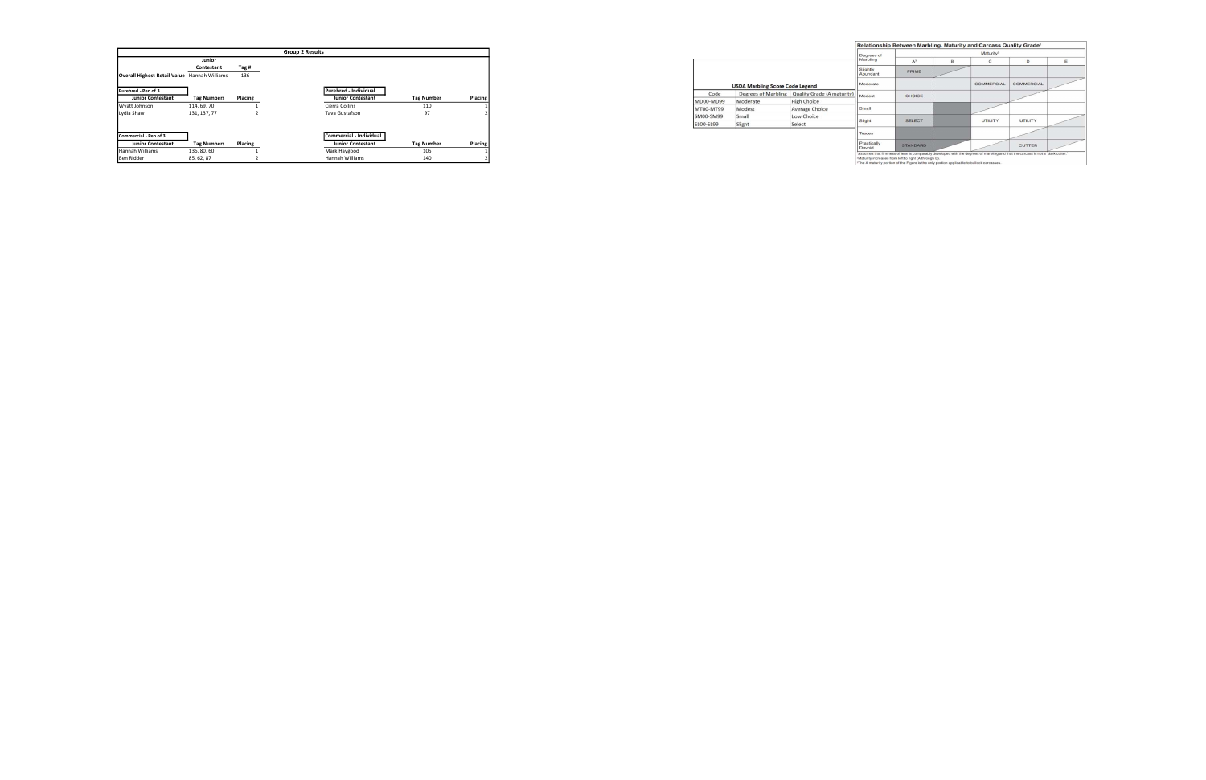## Group 2 Results

| | Junior Contestant | Tag # |
|---|---|---|
| **Overall Highest Retail Value** | Hannah Williams | 136 |

**Purebred - Pen of 3**

| Junior Contestant | Tag Numbers | Placing |
|---|---|---|
| Wyatt Johnson | 114, 69, 70 | 1 |
| Lydia Shaw | 131, 137, 77 | 2 |

**Purebred - Individual**

| Junior Contestant | Tag Number | Placing |
|---|---|---|
| Cierra Collins | 110 | 1 |
| Tava Gustafson | 97 | 2 |

**Commercial - Pen of 3**

| Junior Contestant | Tag Numbers | Placing |
|---|---|---|
| Hannah Williams | 136, 80, 60 | 1 |
| Ben Ridder | 85, 62, 87 | 2 |

**Commercial - Individual**

| Junior Contestant | Tag Number | Placing |
|---|---|---|
| Mark Haygood | 105 | 1 |
| Hannah Williams | 140 | 2 |

**USDA Marbling Score Code Legend**

| Code | Degrees of Marbling | Quality Grade (A maturity) |
|---|---|---|
| MD00-MD99 | Moderate | High Choice |
| MT00-MT99 | Modest | Average Choice |
| SM00-SM99 | Small | Low Choice |
| SL00-SL99 | Slight | Select |

**Relationship Between Marbling, Maturity and Carcass Quality Grade[1]**

| Degrees of Marbling | Maturity[2] | | | | |
|---|---|---|---|---|---|
| | A[3] | B | C | D | E |
| Slightly Abundant | PRIME | | | | |
| Moderate | | | COMMERCIAL | COMMERCIAL | |
| Modest | CHOICE | | | | |
| Small | | | | | |
| Slight | SELECT | | UTILITY | UTILITY | |
| Traces | | | | | |
| Practically Devoid | STANDARD | | | CUTTER | |

[1] Assumes that firmness of lean is comparably developed with the degree of marbling and that the carcass is not a "dark cutter."
[2] Maturity increases from left to right (A through E).
[3] The A maturity portion of the Figure is the only portion applicable to bullock carcasses.